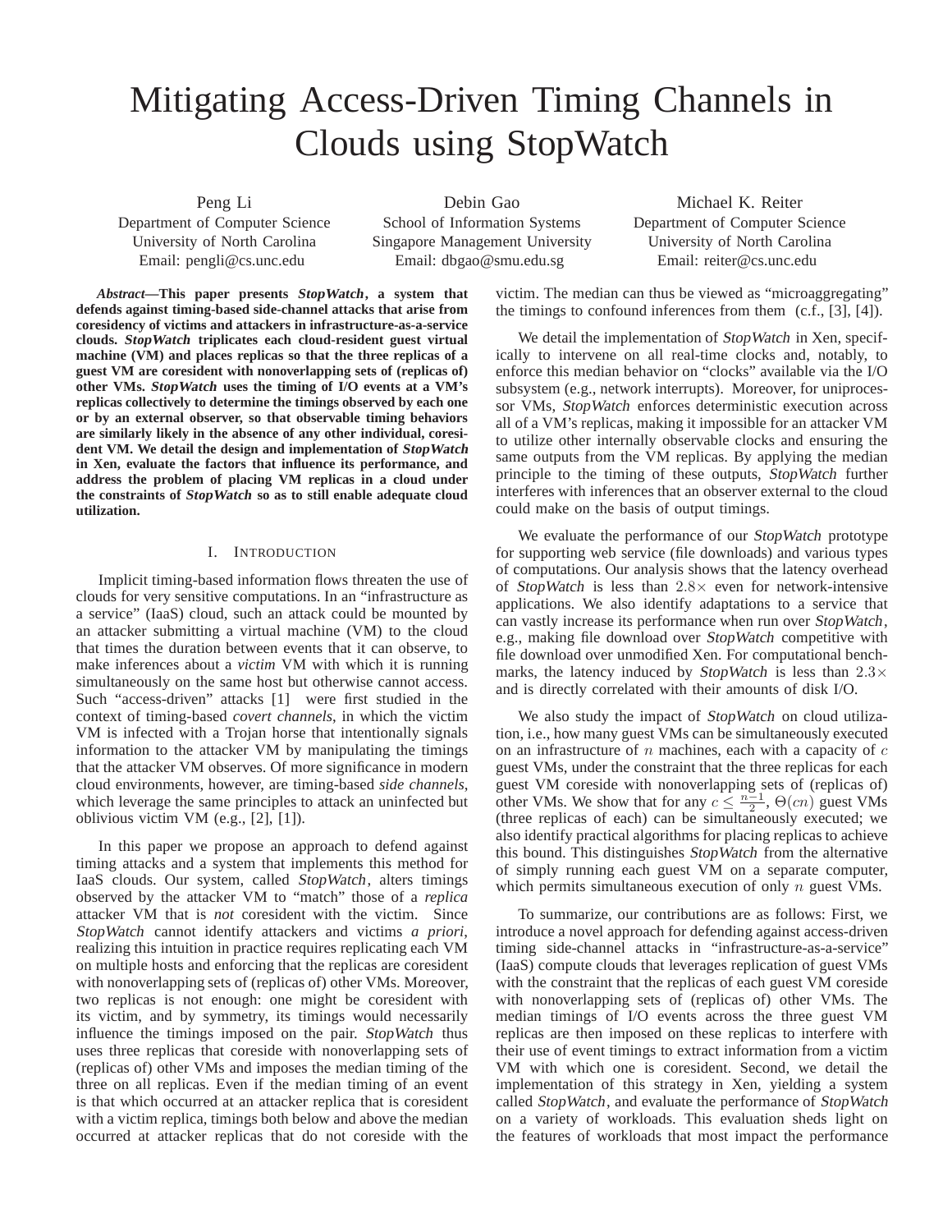# Mitigating Access-Driven Timing Channels in Clouds using StopWatch

Peng Li
Department of Computer Science
University of North Carolina
Email: pengli@cs.unc.edu

Debin Gao
School of Information Systems
Singapore Management University
Email: dbgao@smu.edu.sg

Michael K. Reiter
Department of Computer Science
University of North Carolina
Email: reiter@cs.unc.edu

***Abstract*—This paper presents *StopWatch*, a system that defends against timing-based side-channel attacks that arise from coresidency of victims and attackers in infrastructure-as-a-service clouds. *StopWatch* triplicates each cloud-resident guest virtual machine (VM) and places replicas so that the three replicas of a guest VM are coresident with nonoverlapping sets of (replicas of) other VMs. *StopWatch* uses the timing of I/O events at a VM's replicas collectively to determine the timings observed by each one or by an external observer, so that observable timing behaviors are similarly likely in the absence of any other individual, coresident VM. We detail the design and implementation of *StopWatch* in Xen, evaluate the factors that influence its performance, and address the problem of placing VM replicas in a cloud under the constraints of *StopWatch* so as to still enable adequate cloud utilization.**

## I. Introduction

Implicit timing-based information flows threaten the use of clouds for very sensitive computations. In an "infrastructure as a service" (IaaS) cloud, such an attack could be mounted by an attacker submitting a virtual machine (VM) to the cloud that times the duration between events that it can observe, to make inferences about a *victim* VM with which it is running simultaneously on the same host but otherwise cannot access. Such "access-driven" attacks [1] were first studied in the context of timing-based *covert channels*, in which the victim VM is infected with a Trojan horse that intentionally signals information to the attacker VM by manipulating the timings that the attacker VM observes. Of more significance in modern cloud environments, however, are timing-based *side channels*, which leverage the same principles to attack an uninfected but oblivious victim VM (e.g., [2], [1]).

In this paper we propose an approach to defend against timing attacks and a system that implements this method for IaaS clouds. Our system, called *StopWatch*, alters timings observed by the attacker VM to "match" those of a *replica* attacker VM that is *not* coresident with the victim. Since *StopWatch* cannot identify attackers and victims *a priori*, realizing this intuition in practice requires replicating each VM on multiple hosts and enforcing that the replicas are coresident with nonoverlapping sets of (replicas of) other VMs. Moreover, two replicas is not enough: one might be coresident with its victim, and by symmetry, its timings would necessarily influence the timings imposed on the pair. *StopWatch* thus uses three replicas that coreside with nonoverlapping sets of (replicas of) other VMs and imposes the median timing of the three on all replicas. Even if the median timing of an event is that which occurred at an attacker replica that is coresident with a victim replica, timings both below and above the median occurred at attacker replicas that do not coreside with the victim. The median can thus be viewed as "microaggregating" the timings to confound inferences from them (c.f., [3], [4]).

We detail the implementation of *StopWatch* in Xen, specifically to intervene on all real-time clocks and, notably, to enforce this median behavior on "clocks" available via the I/O subsystem (e.g., network interrupts). Moreover, for uniprocessor VMs, *StopWatch* enforces deterministic execution across all of a VM's replicas, making it impossible for an attacker VM to utilize other internally observable clocks and ensuring the same outputs from the VM replicas. By applying the median principle to the timing of these outputs, *StopWatch* further interferes with inferences that an observer external to the cloud could make on the basis of output timings.

We evaluate the performance of our *StopWatch* prototype for supporting web service (file downloads) and various types of computations. Our analysis shows that the latency overhead of *StopWatch* is less than $2.8\times$ even for network-intensive applications. We also identify adaptations to a service that can vastly increase its performance when run over *StopWatch*, e.g., making file download over *StopWatch* competitive with file download over unmodified Xen. For computational benchmarks, the latency induced by *StopWatch* is less than $2.3\times$ and is directly correlated with their amounts of disk I/O.

We also study the impact of *StopWatch* on cloud utilization, i.e., how many guest VMs can be simultaneously executed on an infrastructure of $n$ machines, each with a capacity of $c$ guest VMs, under the constraint that the three replicas for each guest VM coreside with nonoverlapping sets of (replicas of) other VMs. We show that for any $c \leq \frac{n-1}{2}$, $\Theta(cn)$ guest VMs (three replicas of each) can be simultaneously executed; we also identify practical algorithms for placing replicas to achieve this bound. This distinguishes *StopWatch* from the alternative of simply running each guest VM on a separate computer, which permits simultaneous execution of only $n$ guest VMs.

To summarize, our contributions are as follows: First, we introduce a novel approach for defending against access-driven timing side-channel attacks in "infrastructure-as-a-service" (IaaS) compute clouds that leverages replication of guest VMs with the constraint that the replicas of each guest VM coreside with nonoverlapping sets of (replicas of) other VMs. The median timings of I/O events across the three guest VM replicas are then imposed on these replicas to interfere with their use of event timings to extract information from a victim VM with which one is coresident. Second, we detail the implementation of this strategy in Xen, yielding a system called *StopWatch*, and evaluate the performance of *StopWatch* on a variety of workloads. This evaluation sheds light on the features of workloads that most impact the performance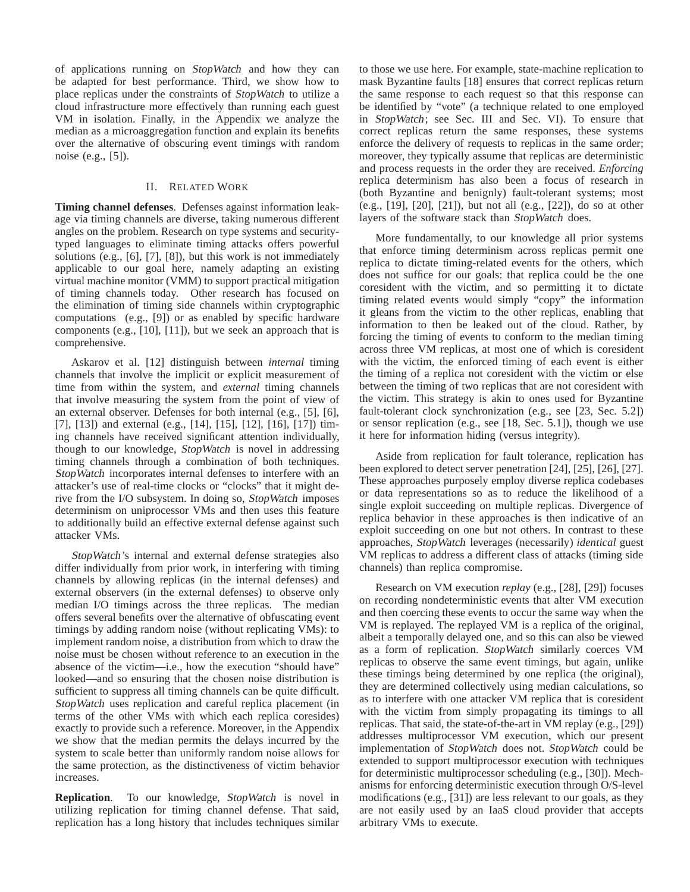of applications running on *StopWatch* and how they can be adapted for best performance. Third, we show how to place replicas under the constraints of *StopWatch* to utilize a cloud infrastructure more effectively than running each guest VM in isolation. Finally, in the Appendix we analyze the median as a microaggregation function and explain its benefits over the alternative of obscuring event timings with random noise (e.g., [5]).

## II. Related Work

**Timing channel defenses**. Defenses against information leakage via timing channels are diverse, taking numerous different angles on the problem. Research on type systems and security-typed languages to eliminate timing attacks offers powerful solutions (e.g., [6], [7], [8]), but this work is not immediately applicable to our goal here, namely adapting an existing virtual machine monitor (VMM) to support practical mitigation of timing channels today. Other research has focused on the elimination of timing side channels within cryptographic computations (e.g., [9]) or as enabled by specific hardware components (e.g., [10], [11]), but we seek an approach that is comprehensive.

Askarov et al. [12] distinguish between *internal* timing channels that involve the implicit or explicit measurement of time from within the system, and *external* timing channels that involve measuring the system from the point of view of an external observer. Defenses for both internal (e.g., [5], [6], [7], [13]) and external (e.g., [14], [15], [12], [16], [17]) timing channels have received significant attention individually, though to our knowledge, *StopWatch* is novel in addressing timing channels through a combination of both techniques. *StopWatch* incorporates internal defenses to interfere with an attacker's use of real-time clocks or "clocks" that it might derive from the I/O subsystem. In doing so, *StopWatch* imposes determinism on uniprocessor VMs and then uses this feature to additionally build an effective external defense against such attacker VMs.

*StopWatch*'s internal and external defense strategies also differ individually from prior work, in interfering with timing channels by allowing replicas (in the internal defenses) and external observers (in the external defenses) to observe only median I/O timings across the three replicas. The median offers several benefits over the alternative of obfuscating event timings by adding random noise (without replicating VMs): to implement random noise, a distribution from which to draw the noise must be chosen without reference to an execution in the absence of the victim—i.e., how the execution "should have" looked—and so ensuring that the chosen noise distribution is sufficient to suppress all timing channels can be quite difficult. *StopWatch* uses replication and careful replica placement (in terms of the other VMs with which each replica coresides) exactly to provide such a reference. Moreover, in the Appendix we show that the median permits the delays incurred by the system to scale better than uniformly random noise allows for the same protection, as the distinctiveness of victim behavior increases.

**Replication**. To our knowledge, *StopWatch* is novel in utilizing replication for timing channel defense. That said, replication has a long history that includes techniques similar to those we use here. For example, state-machine replication to mask Byzantine faults [18] ensures that correct replicas return the same response to each request so that this response can be identified by "vote" (a technique related to one employed in *StopWatch*; see Sec. III and Sec. VI). To ensure that correct replicas return the same responses, these systems enforce the delivery of requests to replicas in the same order; moreover, they typically assume that replicas are deterministic and process requests in the order they are received. *Enforcing* replica determinism has also been a focus of research in (both Byzantine and benignly) fault-tolerant systems; most (e.g., [19], [20], [21]), but not all (e.g., [22]), do so at other layers of the software stack than *StopWatch* does.

More fundamentally, to our knowledge all prior systems that enforce timing determinism across replicas permit one replica to dictate timing-related events for the others, which does not suffice for our goals: that replica could be the one coresident with the victim, and so permitting it to dictate timing related events would simply "copy" the information it gleans from the victim to the other replicas, enabling that information to then be leaked out of the cloud. Rather, by forcing the timing of events to conform to the median timing across three VM replicas, at most one of which is coresident with the victim, the enforced timing of each event is either the timing of a replica not coresident with the victim or else between the timing of two replicas that are not coresident with the victim. This strategy is akin to ones used for Byzantine fault-tolerant clock synchronization (e.g., see [23, Sec. 5.2]) or sensor replication (e.g., see [18, Sec. 5.1]), though we use it here for information hiding (versus integrity).

Aside from replication for fault tolerance, replication has been explored to detect server penetration [24], [25], [26], [27]. These approaches purposely employ diverse replica codebases or data representations so as to reduce the likelihood of a single exploit succeeding on multiple replicas. Divergence of replica behavior in these approaches is then indicative of an exploit succeeding on one but not others. In contrast to these approaches, *StopWatch* leverages (necessarily) *identical* guest VM replicas to address a different class of attacks (timing side channels) than replica compromise.

Research on VM execution *replay* (e.g., [28], [29]) focuses on recording nondeterministic events that alter VM execution and then coercing these events to occur the same way when the VM is replayed. The replayed VM is a replica of the original, albeit a temporally delayed one, and so this can also be viewed as a form of replication. *StopWatch* similarly coerces VM replicas to observe the same event timings, but again, unlike these timings being determined by one replica (the original), they are determined collectively using median calculations, so as to interfere with one attacker VM replica that is coresident with the victim from simply propagating its timings to all replicas. That said, the state-of-the-art in VM replay (e.g., [29]) addresses multiprocessor VM execution, which our present implementation of *StopWatch* does not. *StopWatch* could be extended to support multiprocessor execution with techniques for deterministic multiprocessor scheduling (e.g., [30]). Mechanisms for enforcing deterministic execution through O/S-level modifications (e.g., [31]) are less relevant to our goals, as they are not easily used by an IaaS cloud provider that accepts arbitrary VMs to execute.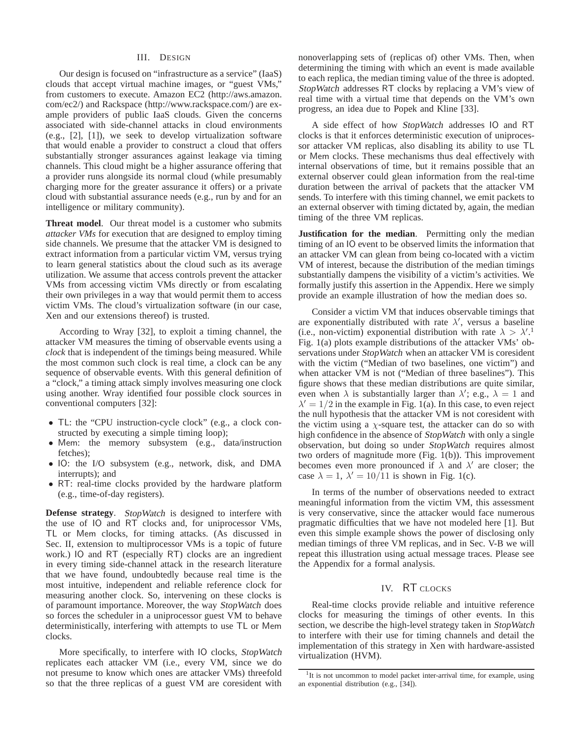## III. Design

Our design is focused on "infrastructure as a service" (IaaS) clouds that accept virtual machine images, or "guest VMs," from customers to execute. Amazon EC2 (http://aws.amazon.com/ec2/) and Rackspace (http://www.rackspace.com/) are example providers of public IaaS clouds. Given the concerns associated with side-channel attacks in cloud environments (e.g., [2], [1]), we seek to develop virtualization software that would enable a provider to construct a cloud that offers substantially stronger assurances against leakage via timing channels. This cloud might be a higher assurance offering that a provider runs alongside its normal cloud (while presumably charging more for the greater assurance it offers) or a private cloud with substantial assurance needs (e.g., run by and for an intelligence or military community).

**Threat model**. Our threat model is a customer who submits *attacker VMs* for execution that are designed to employ timing side channels. We presume that the attacker VM is designed to extract information from a particular victim VM, versus trying to learn general statistics about the cloud such as its average utilization. We assume that access controls prevent the attacker VMs from accessing victim VMs directly or from escalating their own privileges in a way that would permit them to access victim VMs. The cloud's virtualization software (in our case, Xen and our extensions thereof) is trusted.

According to Wray [32], to exploit a timing channel, the attacker VM measures the timing of observable events using a *clock* that is independent of the timings being measured. While the most common such clock is real time, a clock can be any sequence of observable events. With this general definition of a "clock," a timing attack simply involves measuring one clock using another. Wray identified four possible clock sources in conventional computers [32]:

- TL: the "CPU instruction-cycle clock" (e.g., a clock constructed by executing a simple timing loop);
- Mem: the memory subsystem (e.g., data/instruction fetches);
- IO: the I/O subsystem (e.g., network, disk, and DMA interrupts); and
- RT: real-time clocks provided by the hardware platform (e.g., time-of-day registers).

**Defense strategy**. *StopWatch* is designed to interfere with the use of IO and RT clocks and, for uniprocessor VMs, TL or Mem clocks, for timing attacks. (As discussed in Sec. II, extension to multiprocessor VMs is a topic of future work.) IO and RT (especially RT) clocks are an ingredient in every timing side-channel attack in the research literature that we have found, undoubtedly because real time is the most intuitive, independent and reliable reference clock for measuring another clock. So, intervening on these clocks is of paramount importance. Moreover, the way *StopWatch* does so forces the scheduler in a uniprocessor guest VM to behave deterministically, interfering with attempts to use TL or Mem clocks.

More specifically, to interfere with IO clocks, *StopWatch* replicates each attacker VM (i.e., every VM, since we do not presume to know which ones are attacker VMs) threefold so that the three replicas of a guest VM are coresident with nonoverlapping sets of (replicas of) other VMs. Then, when determining the timing with which an event is made available to each replica, the median timing value of the three is adopted. *StopWatch* addresses RT clocks by replacing a VM's view of real time with a virtual time that depends on the VM's own progress, an idea due to Popek and Kline [33].

A side effect of how *StopWatch* addresses IO and RT clocks is that it enforces deterministic execution of uniprocessor attacker VM replicas, also disabling its ability to use TL or Mem clocks. These mechanisms thus deal effectively with internal observations of time, but it remains possible that an external observer could glean information from the real-time duration between the arrival of packets that the attacker VM sends. To interfere with this timing channel, we emit packets to an external observer with timing dictated by, again, the median timing of the three VM replicas.

**Justification for the median**. Permitting only the median timing of an IO event to be observed limits the information that an attacker VM can glean from being co-located with a victim VM of interest, because the distribution of the median timings substantially dampens the visibility of a victim's activities. We formally justify this assertion in the Appendix. Here we simply provide an example illustration of how the median does so.

Consider a victim VM that induces observable timings that are exponentially distributed with rate $\lambda'$, versus a baseline (i.e., non-victim) exponential distribution with rate $\lambda > \lambda'$.[1] Fig. 1(a) plots example distributions of the attacker VMs' observations under *StopWatch* when an attacker VM is coresident with the victim ("Median of two baselines, one victim") and when attacker VM is not ("Median of three baselines"). This figure shows that these median distributions are quite similar, even when $\lambda$ is substantially larger than $\lambda'$; e.g., $\lambda = 1$ and $\lambda' = 1/2$ in the example in Fig. 1(a). In this case, to even reject the null hypothesis that the attacker VM is not coresident with the victim using a $\chi$-square test, the attacker can do so with high confidence in the absence of *StopWatch* with only a single observation, but doing so under *StopWatch* requires almost two orders of magnitude more (Fig. 1(b)). This improvement becomes even more pronounced if $\lambda$ and $\lambda'$ are closer; the case $\lambda = 1$, $\lambda' = 10/11$ is shown in Fig. 1(c).

In terms of the number of observations needed to extract meaningful information from the victim VM, this assessment is very conservative, since the attacker would face numerous pragmatic difficulties that we have not modeled here [1]. But even this simple example shows the power of disclosing only median timings of three VM replicas, and in Sec. V-B we will repeat this illustration using actual message traces. Please see the Appendix for a formal analysis.

## IV. RT Clocks

Real-time clocks provide reliable and intuitive reference clocks for measuring the timings of other events. In this section, we describe the high-level strategy taken in *StopWatch* to interfere with their use for timing channels and detail the implementation of this strategy in Xen with hardware-assisted virtualization (HVM).

[1] It is not uncommon to model packet inter-arrival time, for example, using an exponential distribution (e.g., [34]).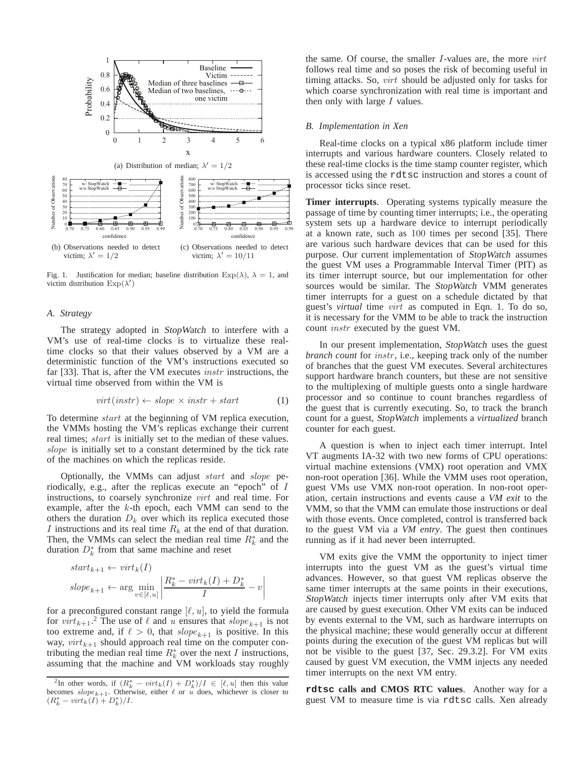(a) Distribution of median; $\lambda' = 1/2$

(b) Observations needed to detect victim; $\lambda' = 1/2$

(c) Observations needed to detect victim; $\lambda' = 10/11$

Fig. 1. Justification for median; baseline distribution $\text{Exp}(\lambda)$, $\lambda = 1$, and victim distribution $\text{Exp}(\lambda')$

### A. Strategy

The strategy adopted in *StopWatch* to interfere with a VM's use of real-time clocks is to virtualize these real-time clocks so that their values observed by a VM are a deterministic function of the VM's instructions executed so far [33]. That is, after the VM executes $instr$ instructions, the virtual time observed from within the VM is

$$virt(instr) \leftarrow slope \times instr + start \tag{1}$$

To determine $start$ at the beginning of VM replica execution, the VMMs hosting the VM's replicas exchange their current real times; $start$ is initially set to the median of these values. $slope$ is initially set to a constant determined by the tick rate of the machines on which the replicas reside.

Optionally, the VMMs can adjust $start$ and $slope$ periodically, e.g., after the replicas execute an "epoch" of $I$ instructions, to coarsely synchronize $virt$ and real time. For example, after the $k$-th epoch, each VMM can send to the others the duration $D_k$ over which its replica executed those $I$ instructions and its real time $R_k$ at the end of that duration. Then, the VMMs can select the median real time $R_k^*$ and the duration $D_k^*$ from that same machine and reset

$$start_{k+1} \leftarrow virt_k(I)$$
$$slope_{k+1} \leftarrow \arg\min_{v \in [\ell, u]} \left| \frac{R_k^* - virt_k(I) + D_k^*}{I} - v \right|$$

for a preconfigured constant range $[\ell, u]$, to yield the formula for $virt_{k+1}$.[2] The use of $\ell$ and $u$ ensures that $slope_{k+1}$ is not too extreme and, if $\ell > 0$, that $slope_{k+1}$ is positive. In this way, $virt_{k+1}$ should approach real time on the computer contributing the median real time $R_k^*$ over the next $I$ instructions, assuming that the machine and VM workloads stay roughly the same. Of course, the smaller $I$-values are, the more $virt$ follows real time and so poses the risk of becoming useful in timing attacks. So, $virt$ should be adjusted only for tasks for which coarse synchronization with real time is important and then only with large $I$ values.

[2] In other words, if $(R_k^* - virt_k(I) + D_k^*)/I \in [\ell, u]$ then this value becomes $slope_{k+1}$. Otherwise, either $\ell$ or $u$ does, whichever is closer to $(R_k^* - virt_k(I) + D_k^*)/I$.

### B. Implementation in Xen

Real-time clocks on a typical x86 platform include timer interrupts and various hardware counters. Closely related to these real-time clocks is the time stamp counter register, which is accessed using the `rdtsc` instruction and stores a count of processor ticks since reset.

**Timer interrupts**. Operating systems typically measure the passage of time by counting timer interrupts; i.e., the operating system sets up a hardware device to interrupt periodically at a known rate, such as 100 times per second [35]. There are various such hardware devices that can be used for this purpose. Our current implementation of *StopWatch* assumes the guest VM uses a Programmable Interval Timer (PIT) as its timer interrupt source, but our implementation for other sources would be similar. The *StopWatch* VMM generates timer interrupts for a guest on a schedule dictated by that guest's *virtual* time $virt$ as computed in Eqn. 1. To do so, it is necessary for the VMM to be able to track the instruction count $instr$ executed by the guest VM.

In our present implementation, *StopWatch* uses the guest *branch count* for $instr$, i.e., keeping track only of the number of branches that the guest VM executes. Several architectures support hardware branch counters, but these are not sensitive to the multiplexing of multiple guests onto a single hardware processor and so continue to count branches regardless of the guest that is currently executing. So, to track the branch count for a guest, *StopWatch* implements a *virtualized* branch counter for each guest.

A question is when to inject each timer interrupt. Intel VT augments IA-32 with two new forms of CPU operations: virtual machine extensions (VMX) root operation and VMX non-root operation [36]. While the VMM uses root operation, guest VMs use VMX non-root operation. In non-root operation, certain instructions and events cause a *VM exit* to the VMM, so that the VMM can emulate those instructions or deal with those events. Once completed, control is transferred back to the guest VM via a *VM entry*. The guest then continues running as if it had never been interrupted.

VM exits give the VMM the opportunity to inject timer interrupts into the guest VM as the guest's virtual time advances. However, so that guest VM replicas observe the same timer interrupts at the same points in their executions, *StopWatch* injects timer interrupts only after VM exits that are caused by guest execution. Other VM exits can be induced by events external to the VM, such as hardware interrupts on the physical machine; these would generally occur at different points during the execution of the guest VM replicas but will not be visible to the guest [37, Sec. 29.3.2]. For VM exits caused by guest VM execution, the VMM injects any needed timer interrupts on the next VM entry.

**`rdtsc` calls and CMOS RTC values**. Another way for a guest VM to measure time is via `rdtsc` calls. Xen already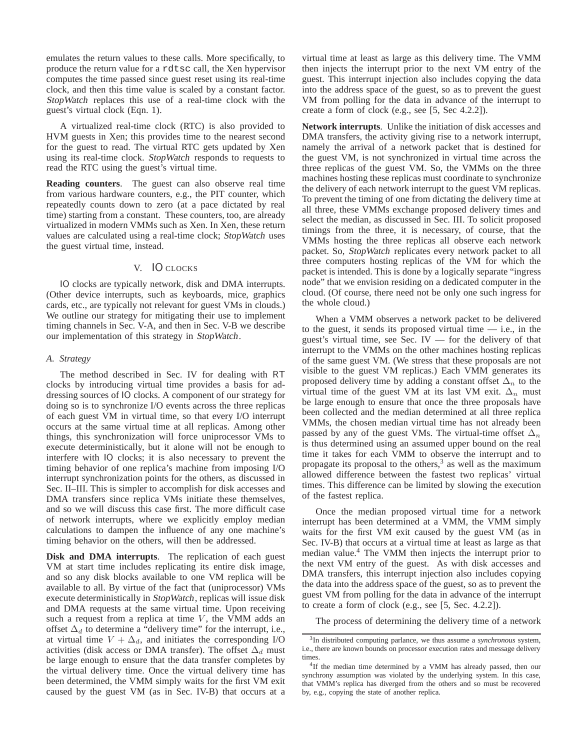emulates the return values to these calls. More specifically, to produce the return value for a rdtsc call, the Xen hypervisor computes the time passed since guest reset using its real-time clock, and then this time value is scaled by a constant factor. *StopWatch* replaces this use of a real-time clock with the guest's virtual clock (Eqn. 1).

A virtualized real-time clock (RTC) is also provided to HVM guests in Xen; this provides time to the nearest second for the guest to read. The virtual RTC gets updated by Xen using its real-time clock. *StopWatch* responds to requests to read the RTC using the guest's virtual time.

**Reading counters**. The guest can also observe real time from various hardware counters, e.g., the PIT counter, which repeatedly counts down to zero (at a pace dictated by real time) starting from a constant. These counters, too, are already virtualized in modern VMMs such as Xen. In Xen, these return values are calculated using a real-time clock; *StopWatch* uses the guest virtual time, instead.

## V. IO CLOCKS

IO clocks are typically network, disk and DMA interrupts. (Other device interrupts, such as keyboards, mice, graphics cards, etc., are typically not relevant for guest VMs in clouds.) We outline our strategy for mitigating their use to implement timing channels in Sec. V-A, and then in Sec. V-B we describe our implementation of this strategy in *StopWatch*.

### A. Strategy

The method described in Sec. IV for dealing with RT clocks by introducing virtual time provides a basis for addressing sources of IO clocks. A component of our strategy for doing so is to synchronize I/O events across the three replicas of each guest VM in virtual time, so that every I/O interrupt occurs at the same virtual time at all replicas. Among other things, this synchronization will force uniprocessor VMs to execute deterministically, but it alone will not be enough to interfere with IO clocks; it is also necessary to prevent the timing behavior of one replica's machine from imposing I/O interrupt synchronization points for the others, as discussed in Sec. II–III. This is simpler to accomplish for disk accesses and DMA transfers since replica VMs initiate these themselves, and so we will discuss this case first. The more difficult case of network interrupts, where we explicitly employ median calculations to dampen the influence of any one machine's timing behavior on the others, will then be addressed.

**Disk and DMA interrupts**. The replication of each guest VM at start time includes replicating its entire disk image, and so any disk blocks available to one VM replica will be available to all. By virtue of the fact that (uniprocessor) VMs execute deterministically in *StopWatch*, replicas will issue disk and DMA requests at the same virtual time. Upon receiving such a request from a replica at time $V$, the VMM adds an offset $\Delta_d$ to determine a "delivery time" for the interrupt, i.e., at virtual time $V + \Delta_d$, and initiates the corresponding I/O activities (disk access or DMA transfer). The offset $\Delta_d$ must be large enough to ensure that the data transfer completes by the virtual delivery time. Once the virtual delivery time has been determined, the VMM simply waits for the first VM exit caused by the guest VM (as in Sec. IV-B) that occurs at a virtual time at least as large as this delivery time. The VMM then injects the interrupt prior to the next VM entry of the guest. This interrupt injection also includes copying the data into the address space of the guest, so as to prevent the guest VM from polling for the data in advance of the interrupt to create a form of clock (e.g., see [5, Sec 4.2.2]).

**Network interrupts**. Unlike the initiation of disk accesses and DMA transfers, the activity giving rise to a network interrupt, namely the arrival of a network packet that is destined for the guest VM, is not synchronized in virtual time across the three replicas of the guest VM. So, the VMMs on the three machines hosting these replicas must coordinate to synchronize the delivery of each network interrupt to the guest VM replicas. To prevent the timing of one from dictating the delivery time at all three, these VMMs exchange proposed delivery times and select the median, as discussed in Sec. III. To solicit proposed timings from the three, it is necessary, of course, that the VMMs hosting the three replicas all observe each network packet. So, *StopWatch* replicates every network packet to all three computers hosting replicas of the VM for which the packet is intended. This is done by a logically separate "ingress node" that we envision residing on a dedicated computer in the cloud. (Of course, there need not be only one such ingress for the whole cloud.)

When a VMM observes a network packet to be delivered to the guest, it sends its proposed virtual time — i.e., in the guest's virtual time, see Sec. IV — for the delivery of that interrupt to the VMMs on the other machines hosting replicas of the same guest VM. (We stress that these proposals are not visible to the guest VM replicas.) Each VMM generates its proposed delivery time by adding a constant offset $\Delta_n$ to the virtual time of the guest VM at its last VM exit. $\Delta_n$ must be large enough to ensure that once the three proposals have been collected and the median determined at all three replica VMMs, the chosen median virtual time has not already been passed by any of the guest VMs. The virtual-time offset $\Delta_n$ is thus determined using an assumed upper bound on the real time it takes for each VMM to observe the interrupt and to propagate its proposal to the others,[3] as well as the maximum allowed difference between the fastest two replicas' virtual times. This difference can be limited by slowing the execution of the fastest replica.

Once the median proposed virtual time for a network interrupt has been determined at a VMM, the VMM simply waits for the first VM exit caused by the guest VM (as in Sec. IV-B) that occurs at a virtual time at least as large as that median value.[4] The VMM then injects the interrupt prior to the next VM entry of the guest. As with disk accesses and DMA transfers, this interrupt injection also includes copying the data into the address space of the guest, so as to prevent the guest VM from polling for the data in advance of the interrupt to create a form of clock (e.g., see [5, Sec. 4.2.2]).

The process of determining the delivery time of a network

[3] In distributed computing parlance, we thus assume a *synchronous* system, i.e., there are known bounds on processor execution rates and message delivery times.

[4] If the median time determined by a VMM has already passed, then our synchrony assumption was violated by the underlying system. In this case, that VMM's replica has diverged from the others and so must be recovered by, e.g., copying the state of another replica.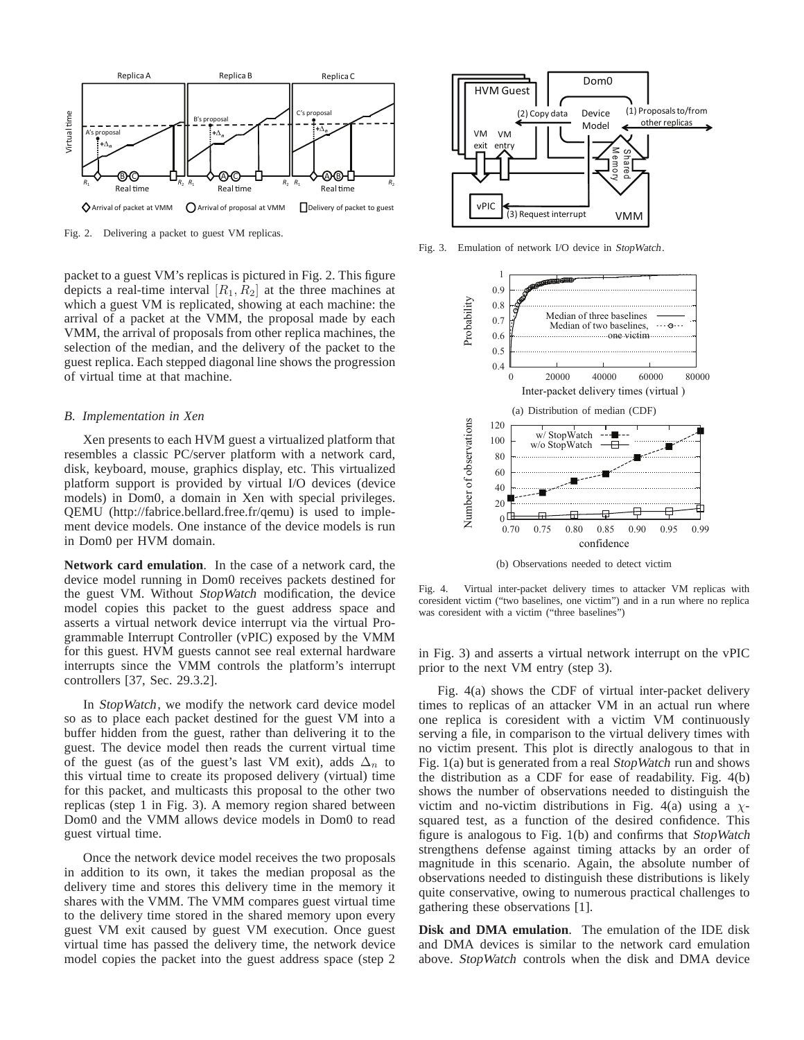Fig. 2. Delivering a packet to guest VM replicas.

packet to a guest VM's replicas is pictured in Fig. 2. This figure depicts a real-time interval $[R_1, R_2]$ at the three machines at which a guest VM is replicated, showing at each machine: the arrival of a packet at the VMM, the proposal made by each VMM, the arrival of proposals from other replica machines, the selection of the median, and the delivery of the packet to the guest replica. Each stepped diagonal line shows the progression of virtual time at that machine.

### *B. Implementation in Xen*

Xen presents to each HVM guest a virtualized platform that resembles a classic PC/server platform with a network card, disk, keyboard, mouse, graphics display, etc. This virtualized platform support is provided by virtual I/O devices (device models) in Dom0, a domain in Xen with special privileges. QEMU (http://fabrice.bellard.free.fr/qemu) is used to implement device models. One instance of the device models is run in Dom0 per HVM domain.

**Network card emulation**. In the case of a network card, the device model running in Dom0 receives packets destined for the guest VM. Without *StopWatch* modification, the device model copies this packet to the guest address space and asserts a virtual network device interrupt via the virtual Programmable Interrupt Controller (vPIC) exposed by the VMM for this guest. HVM guests cannot see real external hardware interrupts since the VMM controls the platform's interrupt controllers [37, Sec. 29.3.2].

In *StopWatch*, we modify the network card device model so as to place each packet destined for the guest VM into a buffer hidden from the guest, rather than delivering it to the guest. The device model then reads the current virtual time of the guest (as of the guest's last VM exit), adds $\Delta_n$ to this virtual time to create its proposed delivery (virtual) time for this packet, and multicasts this proposal to the other two replicas (step 1 in Fig. 3). A memory region shared between Dom0 and the VMM allows device models in Dom0 to read guest virtual time.

Once the network device model receives the two proposals in addition to its own, it takes the median proposal as the delivery time and stores this delivery time in the memory it shares with the VMM. The VMM compares guest virtual time to the delivery time stored in the shared memory upon every guest VM exit caused by guest VM execution. Once guest virtual time has passed the delivery time, the network device model copies the packet into the guest address space (step 2 in Fig. 3) and asserts a virtual network interrupt on the vPIC prior to the next VM entry (step 3).

Fig. 3. Emulation of network I/O device in *StopWatch*.

(a) Distribution of median (CDF)

(b) Observations needed to detect victim

Fig. 4. Virtual inter-packet delivery times to attacker VM replicas with coresident victim ("two baselines, one victim") and in a run where no replica was coresident with a victim ("three baselines")

Fig. 4(a) shows the CDF of virtual inter-packet delivery times to replicas of an attacker VM in an actual run where one replica is coresident with a victim VM continuously serving a file, in comparison to the virtual delivery times with no victim present. This plot is directly analogous to that in Fig. 1(a) but is generated from a real *StopWatch* run and shows the distribution as a CDF for ease of readability. Fig. 4(b) shows the number of observations needed to distinguish the victim and no-victim distributions in Fig. 4(a) using a $\chi$-squared test, as a function of the desired confidence. This figure is analogous to Fig. 1(b) and confirms that *StopWatch* strengthens defense against timing attacks by an order of magnitude in this scenario. Again, the absolute number of observations needed to distinguish these distributions is likely quite conservative, owing to numerous practical challenges to gathering these observations [1].

**Disk and DMA emulation**. The emulation of the IDE disk and DMA devices is similar to the network card emulation above. *StopWatch* controls when the disk and DMA device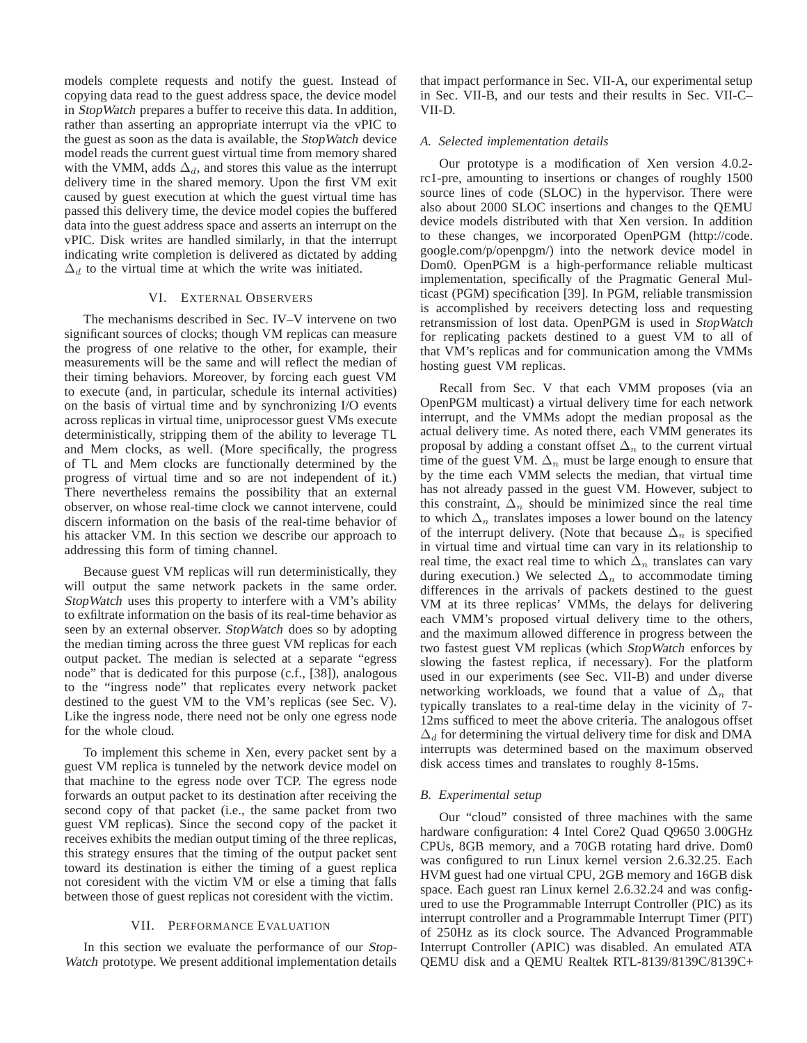models complete requests and notify the guest. Instead of copying data read to the guest address space, the device model in *StopWatch* prepares a buffer to receive this data. In addition, rather than asserting an appropriate interrupt via the vPIC to the guest as soon as the data is available, the *StopWatch* device model reads the current guest virtual time from memory shared with the VMM, adds $\Delta_d$, and stores this value as the interrupt delivery time in the shared memory. Upon the first VM exit caused by guest execution at which the guest virtual time has passed this delivery time, the device model copies the buffered data into the guest address space and asserts an interrupt on the vPIC. Disk writes are handled similarly, in that the interrupt indicating write completion is delivered as dictated by adding $\Delta_d$ to the virtual time at which the write was initiated.

## VI. External Observers

The mechanisms described in Sec. IV–V intervene on two significant sources of clocks; though VM replicas can measure the progress of one relative to the other, for example, their measurements will be the same and will reflect the median of their timing behaviors. Moreover, by forcing each guest VM to execute (and, in particular, schedule its internal activities) on the basis of virtual time and by synchronizing I/O events across replicas in virtual time, uniprocessor guest VMs execute deterministically, stripping them of the ability to leverage TL and Mem clocks, as well. (More specifically, the progress of TL and Mem clocks are functionally determined by the progress of virtual time and so are not independent of it.) There nevertheless remains the possibility that an external observer, on whose real-time clock we cannot intervene, could discern information on the basis of the real-time behavior of his attacker VM. In this section we describe our approach to addressing this form of timing channel.

Because guest VM replicas will run deterministically, they will output the same network packets in the same order. *StopWatch* uses this property to interfere with a VM's ability to exfiltrate information on the basis of its real-time behavior as seen by an external observer. *StopWatch* does so by adopting the median timing across the three guest VM replicas for each output packet. The median is selected at a separate "egress node" that is dedicated for this purpose (c.f., [38]), analogous to the "ingress node" that replicates every network packet destined to the guest VM to the VM's replicas (see Sec. V). Like the ingress node, there need not be only one egress node for the whole cloud.

To implement this scheme in Xen, every packet sent by a guest VM replica is tunneled by the network device model on that machine to the egress node over TCP. The egress node forwards an output packet to its destination after receiving the second copy of that packet (i.e., the same packet from two guest VM replicas). Since the second copy of the packet it receives exhibits the median output timing of the three replicas, this strategy ensures that the timing of the output packet sent toward its destination is either the timing of a guest replica not coresident with the victim VM or else a timing that falls between those of guest replicas not coresident with the victim.

## VII. Performance Evaluation

In this section we evaluate the performance of our *StopWatch* prototype. We present additional implementation details that impact performance in Sec. VII-A, our experimental setup in Sec. VII-B, and our tests and their results in Sec. VII-C–VII-D.

### A. Selected implementation details

Our prototype is a modification of Xen version 4.0.2-rc1-pre, amounting to insertions or changes of roughly 1500 source lines of code (SLOC) in the hypervisor. There were also about 2000 SLOC insertions and changes to the QEMU device models distributed with that Xen version. In addition to these changes, we incorporated OpenPGM (http://code.google.com/p/openpgm/) into the network device model in Dom0. OpenPGM is a high-performance reliable multicast implementation, specifically of the Pragmatic General Multicast (PGM) specification [39]. In PGM, reliable transmission is accomplished by receivers detecting loss and requesting retransmission of lost data. OpenPGM is used in *StopWatch* for replicating packets destined to a guest VM to all of that VM's replicas and for communication among the VMMs hosting guest VM replicas.

Recall from Sec. V that each VMM proposes (via an OpenPGM multicast) a virtual delivery time for each network interrupt, and the VMMs adopt the median proposal as the actual delivery time. As noted there, each VMM generates its proposal by adding a constant offset $\Delta_n$ to the current virtual time of the guest VM. $\Delta_n$ must be large enough to ensure that by the time each VMM selects the median, that virtual time has not already passed in the guest VM. However, subject to this constraint, $\Delta_n$ should be minimized since the real time to which $\Delta_n$ translates imposes a lower bound on the latency of the interrupt delivery. (Note that because $\Delta_n$ is specified in virtual time and virtual time can vary in its relationship to real time, the exact real time to which $\Delta_n$ translates can vary during execution.) We selected $\Delta_n$ to accommodate timing differences in the arrivals of packets destined to the guest VM at its three replicas' VMMs, the delays for delivering each VMM's proposed virtual delivery time to the others, and the maximum allowed difference in progress between the two fastest guest VM replicas (which *StopWatch* enforces by slowing the fastest replica, if necessary). For the platform used in our experiments (see Sec. VII-B) and under diverse networking workloads, we found that a value of $\Delta_n$ that typically translates to a real-time delay in the vicinity of 7-12ms sufficed to meet the above criteria. The analogous offset $\Delta_d$ for determining the virtual delivery time for disk and DMA interrupts was determined based on the maximum observed disk access times and translates to roughly 8-15ms.

### B. Experimental setup

Our "cloud" consisted of three machines with the same hardware configuration: 4 Intel Core2 Quad Q9650 3.00GHz CPUs, 8GB memory, and a 70GB rotating hard drive. Dom0 was configured to run Linux kernel version 2.6.32.25. Each HVM guest had one virtual CPU, 2GB memory and 16GB disk space. Each guest ran Linux kernel 2.6.32.24 and was configured to use the Programmable Interrupt Controller (PIC) as its interrupt controller and a Programmable Interrupt Timer (PIT) of 250Hz as its clock source. The Advanced Programmable Interrupt Controller (APIC) was disabled. An emulated ATA QEMU disk and a QEMU Realtek RTL-8139/8139C/8139C+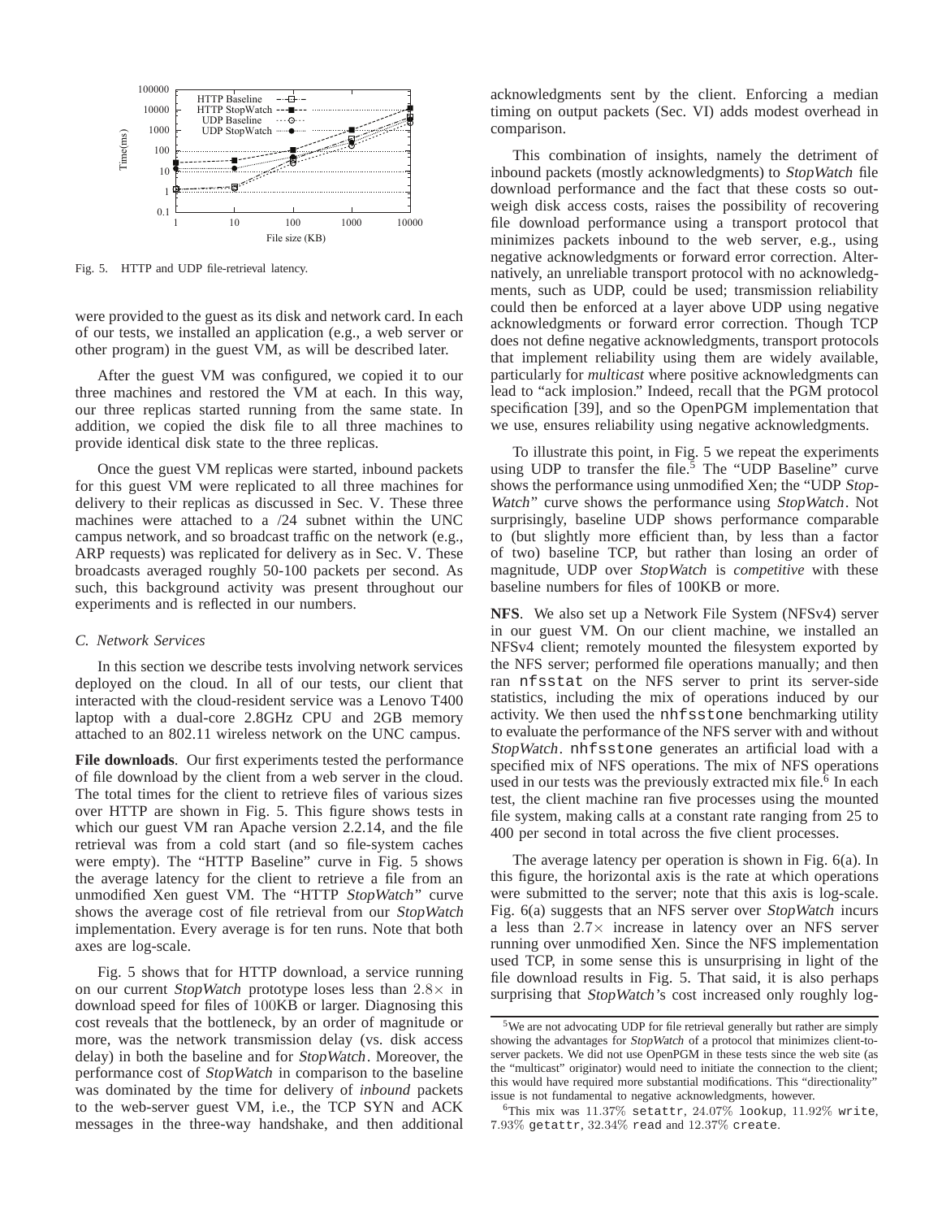Fig. 5. HTTP and UDP file-retrieval latency.

were provided to the guest as its disk and network card. In each of our tests, we installed an application (e.g., a web server or other program) in the guest VM, as will be described later.

After the guest VM was configured, we copied it to our three machines and restored the VM at each. In this way, our three replicas started running from the same state. In addition, we copied the disk file to all three machines to provide identical disk state to the three replicas.

Once the guest VM replicas were started, inbound packets for this guest VM were replicated to all three machines for delivery to their replicas as discussed in Sec. V. These three machines were attached to a /24 subnet within the UNC campus network, and so broadcast traffic on the network (e.g., ARP requests) was replicated for delivery as in Sec. V. These broadcasts averaged roughly 50-100 packets per second. As such, this background activity was present throughout our experiments and is reflected in our numbers.

### C. Network Services

In this section we describe tests involving network services deployed on the cloud. In all of our tests, our client that interacted with the cloud-resident service was a Lenovo T400 laptop with a dual-core 2.8GHz CPU and 2GB memory attached to an 802.11 wireless network on the UNC campus.

**File downloads**. Our first experiments tested the performance of file download by the client from a web server in the cloud. The total times for the client to retrieve files of various sizes over HTTP are shown in Fig. 5. This figure shows tests in which our guest VM ran Apache version 2.2.14, and the file retrieval was from a cold start (and so file-system caches were empty). The "HTTP Baseline" curve in Fig. 5 shows the average latency for the client to retrieve a file from an unmodified Xen guest VM. The "HTTP *StopWatch*" curve shows the average cost of file retrieval from our *StopWatch* implementation. Every average is for ten runs. Note that both axes are log-scale.

Fig. 5 shows that for HTTP download, a service running on our current *StopWatch* prototype loses less than $2.8\times$ in download speed for files of 100KB or larger. Diagnosing this cost reveals that the bottleneck, by an order of magnitude or more, was the network transmission delay (vs. disk access delay) in both the baseline and for *StopWatch*. Moreover, the performance cost of *StopWatch* in comparison to the baseline was dominated by the time for delivery of *inbound* packets to the web-server guest VM, i.e., the TCP SYN and ACK messages in the three-way handshake, and then additional acknowledgments sent by the client. Enforcing a median timing on output packets (Sec. VI) adds modest overhead in comparison.

This combination of insights, namely the detriment of inbound packets (mostly acknowledgments) to *StopWatch* file download performance and the fact that these costs so outweigh disk access costs, raises the possibility of recovering file download performance using a transport protocol that minimizes packets inbound to the web server, e.g., using negative acknowledgments or forward error correction. Alternatively, an unreliable transport protocol with no acknowledgments, such as UDP, could be used; transmission reliability could then be enforced at a layer above UDP using negative acknowledgments or forward error correction. Though TCP does not define negative acknowledgments, transport protocols that implement reliability using them are widely available, particularly for *multicast* where positive acknowledgments can lead to "ack implosion." Indeed, recall that the PGM protocol specification [39], and so the OpenPGM implementation that we use, ensures reliability using negative acknowledgments.

To illustrate this point, in Fig. 5 we repeat the experiments using UDP to transfer the file.[5] The "UDP Baseline" curve shows the performance using unmodified Xen; the "UDP *StopWatch*" curve shows the performance using *StopWatch*. Not surprisingly, baseline UDP shows performance comparable to (but slightly more efficient than, by less than a factor of two) baseline TCP, but rather than losing an order of magnitude, UDP over *StopWatch* is *competitive* with these baseline numbers for files of 100KB or more.

**NFS**. We also set up a Network File System (NFSv4) server in our guest VM. On our client machine, we installed an NFSv4 client; remotely mounted the filesystem exported by the NFS server; performed file operations manually; and then ran `nfsstat` on the NFS server to print its server-side statistics, including the mix of operations induced by our activity. We then used the `nhfsstone` benchmarking utility to evaluate the performance of the NFS server with and without *StopWatch*. `nhfsstone` generates an artificial load with a specified mix of NFS operations. The mix of NFS operations used in our tests was the previously extracted mix file.[6] In each test, the client machine ran five processes using the mounted file system, making calls at a constant rate ranging from 25 to 400 per second in total across the five client processes.

The average latency per operation is shown in Fig. 6(a). In this figure, the horizontal axis is the rate at which operations were submitted to the server; note that this axis is log-scale. Fig. 6(a) suggests that an NFS server over *StopWatch* incurs a less than $2.7\times$ increase in latency over an NFS server running over unmodified Xen. Since the NFS implementation used TCP, in some sense this is unsurprising in light of the file download results in Fig. 5. That said, it is also perhaps surprising that *StopWatch*'s cost increased only roughly log-

[5]We are not advocating UDP for file retrieval generally but rather are simply showing the advantages for *StopWatch* of a protocol that minimizes client-to-server packets. We did not use OpenPGM in these tests since the web site (as the "multicast" originator) would need to initiate the connection to the client; this would have required more substantial modifications. This "directionality" issue is not fundamental to negative acknowledgments, however.

[6]This mix was 11.37% `setattr`, 24.07% `lookup`, 11.92% `write`, 7.93% `getattr`, 32.34% `read` and 12.37% `create`.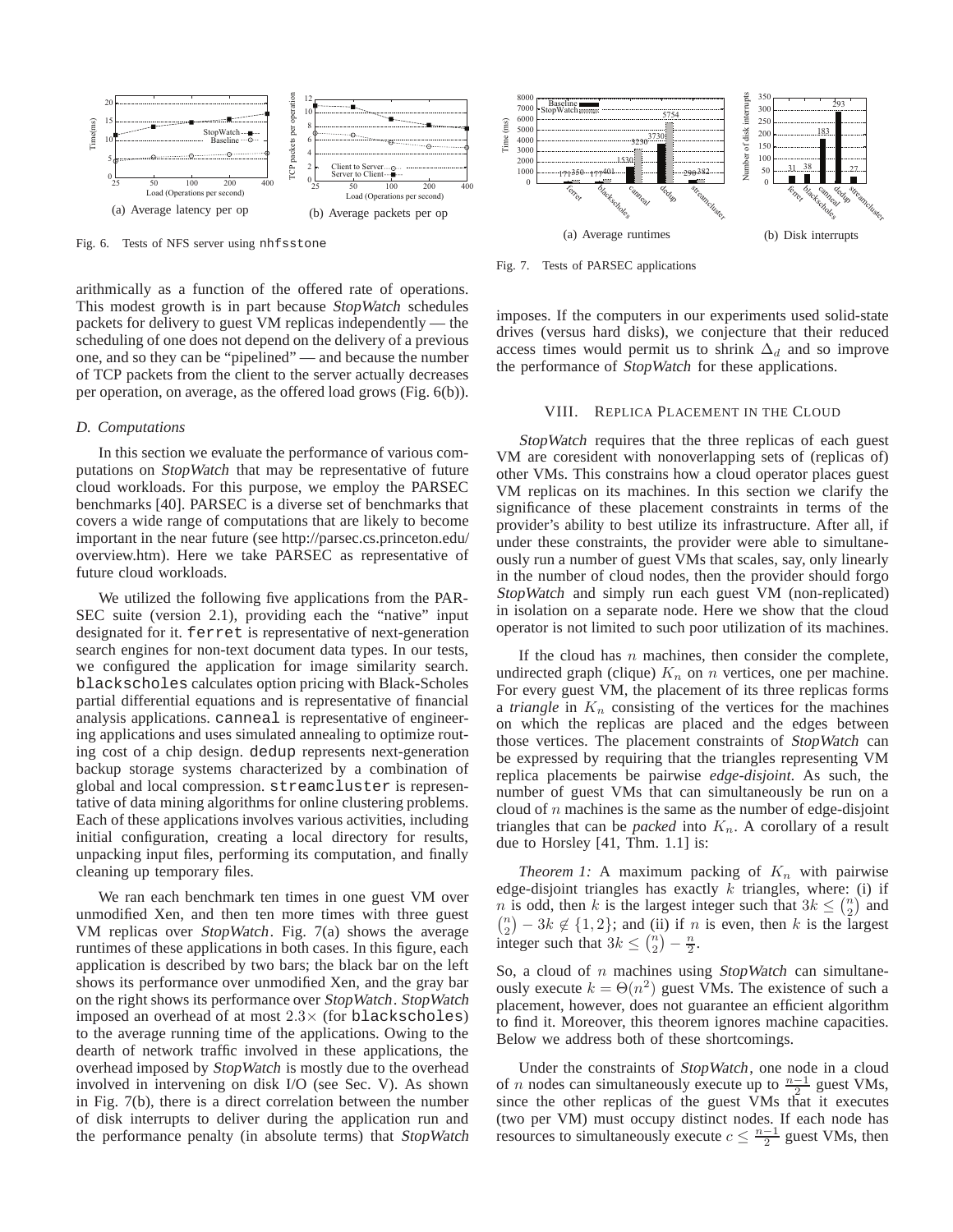(a) Average latency per op

20
15
10
5
0
Time(ms)
25 50 100 200 400
Load (Operations per second)
StopWatch
Baseline

(b) Average packets per op

12
10
8
6
4
2
0
TCP packets per operation
25 50 100 200 400
Load (Operations per second)
Client to Server
Server to Client

Fig. 6. Tests of NFS server using nhfsstone

arithmically as a function of the offered rate of operations. This modest growth is in part because *StopWatch* schedules packets for delivery to guest VM replicas independently — the scheduling of one does not depend on the delivery of a previous one, and so they can be "pipelined" — and because the number of TCP packets from the client to the server actually decreases per operation, on average, as the offered load grows (Fig. 6(b)).

### D. Computations

In this section we evaluate the performance of various computations on *StopWatch* that may be representative of future cloud workloads. For this purpose, we employ the PARSEC benchmarks [40]. PARSEC is a diverse set of benchmarks that covers a wide range of computations that are likely to become important in the near future (see http://parsec.cs.princeton.edu/overview.htm). Here we take PARSEC as representative of future cloud workloads.

We utilized the following five applications from the PARSEC suite (version 2.1), providing each the "native" input designated for it. ferret is representative of next-generation search engines for non-text document data types. In our tests, we configured the application for image similarity search. blackscholes calculates option pricing with Black-Scholes partial differential equations and is representative of financial analysis applications. canneal is representative of engineering applications and uses simulated annealing to optimize routing cost of a chip design. dedup represents next-generation backup storage systems characterized by a combination of global and local compression. streamcluster is representative of data mining algorithms for online clustering problems. Each of these applications involves various activities, including initial configuration, creating a local directory for results, unpacking input files, performing its computation, and finally cleaning up temporary files.

We ran each benchmark ten times in one guest VM over unmodified Xen, and then ten more times with three guest VM replicas over *StopWatch*. Fig. 7(a) shows the average runtimes of these applications in both cases. In this figure, each application is described by two bars; the black bar on the left shows its performance over unmodified Xen, and the gray bar on the right shows its performance over *StopWatch*. *StopWatch* imposed an overhead of at most $2.3\times$ (for blackscholes) to the average running time of the applications. Owing to the dearth of network traffic involved in these applications, the overhead imposed by *StopWatch* is mostly due to the overhead involved in intervening on disk I/O (see Sec. V). As shown in Fig. 7(b), there is a direct correlation between the number of disk interrupts to deliver during the application run and the performance penalty (in absolute terms) that *StopWatch*

(a) Average runtimes

Time (ms)
8000 7000 6000 5000 4000 3000 2000 1000 0
Baseline
StopWatch
171 250 177 401 1530 3230 3730 5754 290 382
ferret blackscholes canneal dedup streamcluster

(b) Disk interrupts

Number of disk interrupts
350 300 250 200 150 100 50 0
31 38 183 293 27
ferret blackscholes canneal dedup streamcluster

Fig. 7. Tests of PARSEC applications

imposes. If the computers in our experiments used solid-state drives (versus hard disks), we conjecture that their reduced access times would permit us to shrink $\Delta_d$ and so improve the performance of *StopWatch* for these applications.

## VIII. Replica Placement in the Cloud

*StopWatch* requires that the three replicas of each guest VM are coresident with nonoverlapping sets of (replicas of) other VMs. This constrains how a cloud operator places guest VM replicas on its machines. In this section we clarify the significance of these placement constraints in terms of the provider's ability to best utilize its infrastructure. After all, if under these constraints, the provider were able to simultaneously run a number of guest VMs that scales, say, only linearly in the number of cloud nodes, then the provider should forgo *StopWatch* and simply run each guest VM (non-replicated) in isolation on a separate node. Here we show that the cloud operator is not limited to such poor utilization of its machines.

If the cloud has $n$ machines, then consider the complete, undirected graph (clique) $K_n$ on $n$ vertices, one per machine. For every guest VM, the placement of its three replicas forms a *triangle* in $K_n$ consisting of the vertices for the machines on which the replicas are placed and the edges between those vertices. The placement constraints of *StopWatch* can be expressed by requiring that the triangles representing VM replica placements be pairwise *edge-disjoint*. As such, the number of guest VMs that can simultaneously be run on a cloud of $n$ machines is the same as the number of edge-disjoint triangles that can be *packed* into $K_n$. A corollary of a result due to Horsley [41, Thm. 1.1] is:

*Theorem 1:* A maximum packing of $K_n$ with pairwise edge-disjoint triangles has exactly $k$ triangles, where: (i) if $n$ is odd, then $k$ is the largest integer such that $3k \leq \binom{n}{2}$ and $\binom{n}{2} - 3k \notin \{1, 2\}$; and (ii) if $n$ is even, then $k$ is the largest integer such that $3k \leq \binom{n}{2} - \frac{n}{2}$.

So, a cloud of $n$ machines using *StopWatch* can simultaneously execute $k = \Theta(n^2)$ guest VMs. The existence of such a placement, however, does not guarantee an efficient algorithm to find it. Moreover, this theorem ignores machine capacities. Below we address both of these shortcomings.

Under the constraints of *StopWatch*, one node in a cloud of $n$ nodes can simultaneously execute up to $\frac{n-1}{2}$ guest VMs, since the other replicas of the guest VMs that it executes (two per VM) must occupy distinct nodes. If each node has resources to simultaneously execute $c \leq \frac{n-1}{2}$ guest VMs, then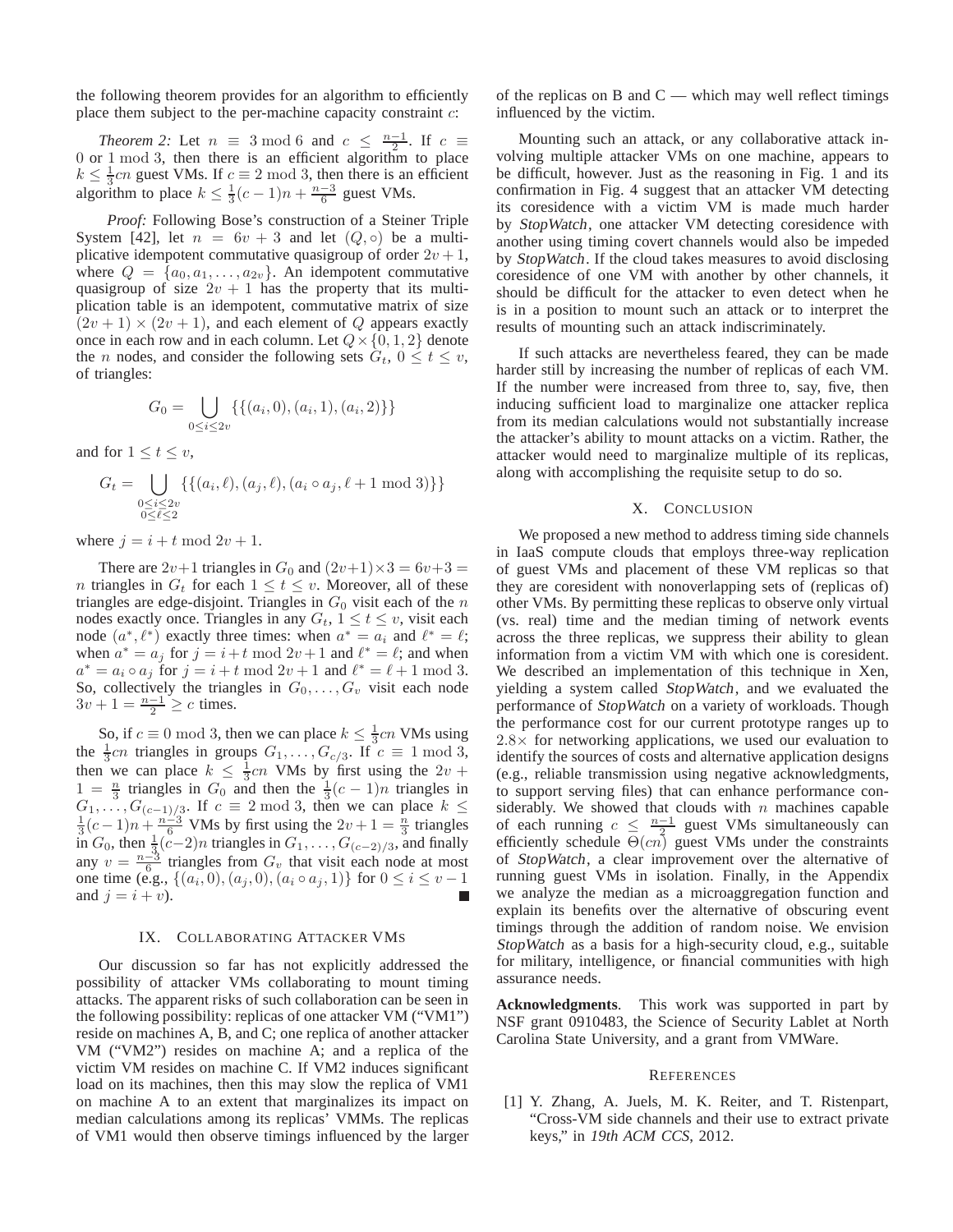the following theorem provides for an algorithm to efficiently place them subject to the per-machine capacity constraint $c$:

*Theorem 2:* Let $n \equiv 3 \bmod 6$ and $c \leq \frac{n-1}{2}$. If $c \equiv 0$ or $1 \bmod 3$, then there is an efficient algorithm to place $k \leq \frac{1}{3}cn$ guest VMs. If $c \equiv 2 \bmod 3$, then there is an efficient algorithm to place $k \leq \frac{1}{3}(c-1)n + \frac{n-3}{6}$ guest VMs.

*Proof:* Following Bose's construction of a Steiner Triple System [42], let $n = 6v + 3$ and let $(Q, \circ)$ be a multiplicative idempotent commutative quasigroup of order $2v + 1$, where $Q = \{a_0, a_1, \ldots, a_{2v}\}$. An idempotent commutative quasigroup of size $2v + 1$ has the property that its multiplication table is an idempotent, commutative matrix of size $(2v + 1) \times (2v + 1)$, and each element of $Q$ appears exactly once in each row and in each column. Let $Q \times \{0, 1, 2\}$ denote the $n$ nodes, and consider the following sets $G_t$, $0 \leq t \leq v$, of triangles:

$$G_0 = \bigcup_{0 \leq i \leq 2v} \{\{(a_i, 0), (a_i, 1), (a_i, 2)\}\}$$

and for $1 \leq t \leq v$,

$$G_t = \bigcup_{\substack{0 \leq i \leq 2v \\ 0 \leq \ell \leq 2}} \{\{(a_i, \ell), (a_j, \ell), (a_i \circ a_j, \ell + 1 \bmod 3)\}\}$$

where $j = i + t \bmod 2v + 1$.

There are $2v+1$ triangles in $G_0$ and $(2v+1) \times 3 = 6v+3 = n$ triangles in $G_t$ for each $1 \leq t \leq v$. Moreover, all of these triangles are edge-disjoint. Triangles in $G_0$ visit each of the $n$ nodes exactly once. Triangles in any $G_t$, $1 \leq t \leq v$, visit each node $(a^*, \ell^*)$ exactly three times: when $a^* = a_i$ and $\ell^* = \ell$; when $a^* = a_j$ for $j = i + t \bmod 2v + 1$ and $\ell^* = \ell$; and when $a^* = a_i \circ a_j$ for $j = i + t \bmod 2v + 1$ and $\ell^* = \ell + 1 \bmod 3$. So, collectively the triangles in $G_0, \ldots, G_v$ visit each node $3v + 1 = \frac{n-1}{2} \geq c$ times.

So, if $c \equiv 0 \bmod 3$, then we can place $k \leq \frac{1}{3}cn$ VMs using the $\frac{1}{3}cn$ triangles in groups $G_1, \ldots, G_{c/3}$. If $c \equiv 1 \bmod 3$, then we can place $k \leq \frac{1}{3}cn$ VMs by first using the $2v + 1 = \frac{n}{3}$ triangles in $G_0$ and then the $\frac{1}{3}(c-1)n$ triangles in $G_1, \ldots, G_{(c-1)/3}$. If $c \equiv 2 \bmod 3$, then we can place $k \leq \frac{1}{3}(c-1)n + \frac{n-3}{6}$ VMs by first using the $2v + 1 = \frac{n}{3}$ triangles in $G_0$, then $\frac{1}{3}(c-2)n$ triangles in $G_1, \ldots, G_{(c-2)/3}$, and finally any $v = \frac{n-3}{6}$ triangles from $G_v$ that visit each node at most one time (e.g., $\{(a_i, 0), (a_j, 0), (a_i \circ a_j, 1)\}$ for $0 \leq i \leq v - 1$ and $j = i + v$). ∎

## IX. Collaborating Attacker VMs

Our discussion so far has not explicitly addressed the possibility of attacker VMs collaborating to mount timing attacks. The apparent risks of such collaboration can be seen in the following possibility: replicas of one attacker VM ("VM1") reside on machines A, B, and C; one replica of another attacker VM ("VM2") resides on machine A; and a replica of the victim VM resides on machine C. If VM2 induces significant load on its machines, then this may slow the replica of VM1 on machine A to an extent that marginalizes its impact on median calculations among its replicas' VMMs. The replicas of VM1 would then observe timings influenced by the larger of the replicas on B and C — which may well reflect timings influenced by the victim.

Mounting such an attack, or any collaborative attack involving multiple attacker VMs on one machine, appears to be difficult, however. Just as the reasoning in Fig. 1 and its confirmation in Fig. 4 suggest that an attacker VM detecting its coresidence with a victim VM is made much harder by *StopWatch*, one attacker VM detecting coresidence with another using timing covert channels would also be impeded by *StopWatch*. If the cloud takes measures to avoid disclosing coresidence of one VM with another by other channels, it should be difficult for the attacker to even detect when he is in a position to mount such an attack or to interpret the results of mounting such an attack indiscriminately.

If such attacks are nevertheless feared, they can be made harder still by increasing the number of replicas of each VM. If the number were increased from three to, say, five, then inducing sufficient load to marginalize one attacker replica from its median calculations would not substantially increase the attacker's ability to mount attacks on a victim. Rather, the attacker would need to marginalize multiple of its replicas, along with accomplishing the requisite setup to do so.

## X. Conclusion

We proposed a new method to address timing side channels in IaaS compute clouds that employs three-way replication of guest VMs and placement of these VM replicas so that they are coresident with nonoverlapping sets of (replicas of) other VMs. By permitting these replicas to observe only virtual (vs. real) time and the median timing of network events across the three replicas, we suppress their ability to glean information from a victim VM with which one is coresident. We described an implementation of this technique in Xen, yielding a system called *StopWatch*, and we evaluated the performance of *StopWatch* on a variety of workloads. Though the performance cost for our current prototype ranges up to $2.8\times$ for networking applications, we used our evaluation to identify the sources of costs and alternative application designs (e.g., reliable transmission using negative acknowledgments, to support serving files) that can enhance performance considerably. We showed that clouds with $n$ machines capable of each running $c \leq \frac{n-1}{2}$ guest VMs simultaneously can efficiently schedule $\Theta(cn)$ guest VMs under the constraints of *StopWatch*, a clear improvement over the alternative of running guest VMs in isolation. Finally, in the Appendix we analyze the median as a microaggregation function and explain its benefits over the alternative of obscuring event timings through the addition of random noise. We envision *StopWatch* as a basis for a high-security cloud, e.g., suitable for military, intelligence, or financial communities with high assurance needs.

**Acknowledgments**. This work was supported in part by NSF grant 0910483, the Science of Security Lablet at North Carolina State University, and a grant from VMWare.

## References

[1] Y. Zhang, A. Juels, M. K. Reiter, and T. Ristenpart, "Cross-VM side channels and their use to extract private keys," in *19th ACM CCS*, 2012.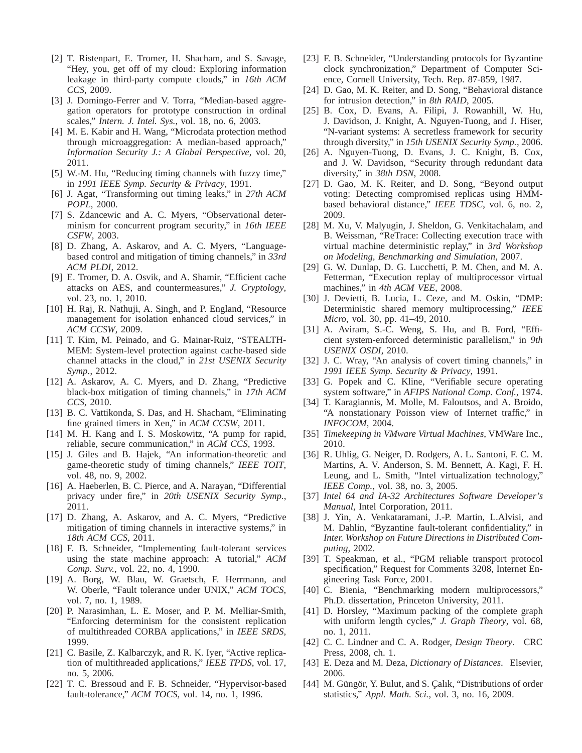[2] T. Ristenpart, E. Tromer, H. Shacham, and S. Savage, "Hey, you, get off of my cloud: Exploring information leakage in third-party compute clouds," in *16th ACM CCS*, 2009.

[3] J. Domingo-Ferrer and V. Torra, "Median-based aggregation operators for prototype construction in ordinal scales," *Intern. J. Intel. Sys.*, vol. 18, no. 6, 2003.

[4] M. E. Kabir and H. Wang, "Microdata protection method through microaggregation: A median-based approach," *Information Security J.: A Global Perspective*, vol. 20, 2011.

[5] W.-M. Hu, "Reducing timing channels with fuzzy time," in *1991 IEEE Symp. Security & Privacy*, 1991.

[6] J. Agat, "Transforming out timing leaks," in *27th ACM POPL*, 2000.

[7] S. Zdancewic and A. C. Myers, "Observational determinism for concurrent program security," in *16th IEEE CSFW*, 2003.

[8] D. Zhang, A. Askarov, and A. C. Myers, "Language-based control and mitigation of timing channels," in *33rd ACM PLDI*, 2012.

[9] E. Tromer, D. A. Osvik, and A. Shamir, "Efficient cache attacks on AES, and countermeasures," *J. Cryptology*, vol. 23, no. 1, 2010.

[10] H. Raj, R. Nathuji, A. Singh, and P. England, "Resource management for isolation enhanced cloud services," in *ACM CCSW*, 2009.

[11] T. Kim, M. Peinado, and G. Mainar-Ruiz, "STEALTH-MEM: System-level protection against cache-based side channel attacks in the cloud," in *21st USENIX Security Symp.*, 2012.

[12] A. Askarov, A. C. Myers, and D. Zhang, "Predictive black-box mitigation of timing channels," in *17th ACM CCS*, 2010.

[13] B. C. Vattikonda, S. Das, and H. Shacham, "Eliminating fine grained timers in Xen," in *ACM CCSW*, 2011.

[14] M. H. Kang and I. S. Moskowitz, "A pump for rapid, reliable, secure communication," in *ACM CCS*, 1993.

[15] J. Giles and B. Hajek, "An information-theoretic and game-theoretic study of timing channels," *IEEE TOIT*, vol. 48, no. 9, 2002.

[16] A. Haeberlen, B. C. Pierce, and A. Narayan, "Differential privacy under fire," in *20th USENIX Security Symp.*, 2011.

[17] D. Zhang, A. Askarov, and A. C. Myers, "Predictive mitigation of timing channels in interactive systems," in *18th ACM CCS*, 2011.

[18] F. B. Schneider, "Implementing fault-tolerant services using the state machine approach: A tutorial," *ACM Comp. Surv.*, vol. 22, no. 4, 1990.

[19] A. Borg, W. Blau, W. Graetsch, F. Herrmann, and W. Oberle, "Fault tolerance under UNIX," *ACM TOCS*, vol. 7, no. 1, 1989.

[20] P. Narasimhan, L. E. Moser, and P. M. Melliar-Smith, "Enforcing determinism for the consistent replication of multithreaded CORBA applications," in *IEEE SRDS*, 1999.

[21] C. Basile, Z. Kalbarczyk, and R. K. Iyer, "Active replication of multithreaded applications," *IEEE TPDS*, vol. 17, no. 5, 2006.

[22] T. C. Bressoud and F. B. Schneider, "Hypervisor-based fault-tolerance," *ACM TOCS*, vol. 14, no. 1, 1996.

[23] F. B. Schneider, "Understanding protocols for Byzantine clock synchronization," Department of Computer Science, Cornell University, Tech. Rep. 87-859, 1987.

[24] D. Gao, M. K. Reiter, and D. Song, "Behavioral distance for intrusion detection," in *8th RAID*, 2005.

[25] B. Cox, D. Evans, A. Filipi, J. Rowanhill, W. Hu, J. Davidson, J. Knight, A. Nguyen-Tuong, and J. Hiser, "N-variant systems: A secretless framework for security through diversity," in *15th USENIX Security Symp.*, 2006.

[26] A. Nguyen-Tuong, D. Evans, J. C. Knight, B. Cox, and J. W. Davidson, "Security through redundant data diversity," in *38th DSN*, 2008.

[27] D. Gao, M. K. Reiter, and D. Song, "Beyond output voting: Detecting compromised replicas using HMM-based behavioral distance," *IEEE TDSC*, vol. 6, no. 2, 2009.

[28] M. Xu, V. Malyugin, J. Sheldon, G. Venkitachalam, and B. Weissman, "ReTrace: Collecting execution trace with virtual machine deterministic replay," in *3rd Workshop on Modeling, Benchmarking and Simulation*, 2007.

[29] G. W. Dunlap, D. G. Lucchetti, P. M. Chen, and M. A. Fetterman, "Execution replay of multiprocessor virtual machines," in *4th ACM VEE*, 2008.

[30] J. Devietti, B. Lucia, L. Ceze, and M. Oskin, "DMP: Deterministic shared memory multiprocessing," *IEEE Micro*, vol. 30, pp. 41–49, 2010.

[31] A. Aviram, S.-C. Weng, S. Hu, and B. Ford, "Efficient system-enforced deterministic parallelism," in *9th USENIX OSDI*, 2010.

[32] J. C. Wray, "An analysis of covert timing channels," in *1991 IEEE Symp. Security & Privacy*, 1991.

[33] G. Popek and C. Kline, "Verifiable secure operating system software," in *AFIPS National Comp. Conf.*, 1974.

[34] T. Karagiannis, M. Molle, M. Faloutsos, and A. Broido, "A nonstationary Poisson view of Internet traffic," in *INFOCOM*, 2004.

[35] *Timekeeping in VMware Virtual Machines*, VMWare Inc., 2010.

[36] R. Uhlig, G. Neiger, D. Rodgers, A. L. Santoni, F. C. M. Martins, A. V. Anderson, S. M. Bennett, A. Kagi, F. H. Leung, and L. Smith, "Intel virtualization technology," *IEEE Comp.*, vol. 38, no. 3, 2005.

[37] *Intel 64 and IA-32 Architectures Software Developer's Manual*, Intel Corporation, 2011.

[38] J. Yin, A. Venkataramani, J.-P. Martin, L.Alvisi, and M. Dahlin, "Byzantine fault-tolerant confidentiality," in *Inter. Workshop on Future Directions in Distributed Computing*, 2002.

[39] T. Speakman, et al., "PGM reliable transport protocol specification," Request for Comments 3208, Internet Engineering Task Force, 2001.

[40] C. Bienia, "Benchmarking modern multiprocessors," Ph.D. dissertation, Princeton University, 2011.

[41] D. Horsley, "Maximum packing of the complete graph with uniform length cycles," *J. Graph Theory*, vol. 68, no. 1, 2011.

[42] C. C. Lindner and C. A. Rodger, *Design Theory*. CRC Press, 2008, ch. 1.

[43] E. Deza and M. Deza, *Dictionary of Distances*. Elsevier, 2006.

[44] M. Güngör, Y. Bulut, and S. Çalık, "Distributions of order statistics," *Appl. Math. Sci.*, vol. 3, no. 16, 2009.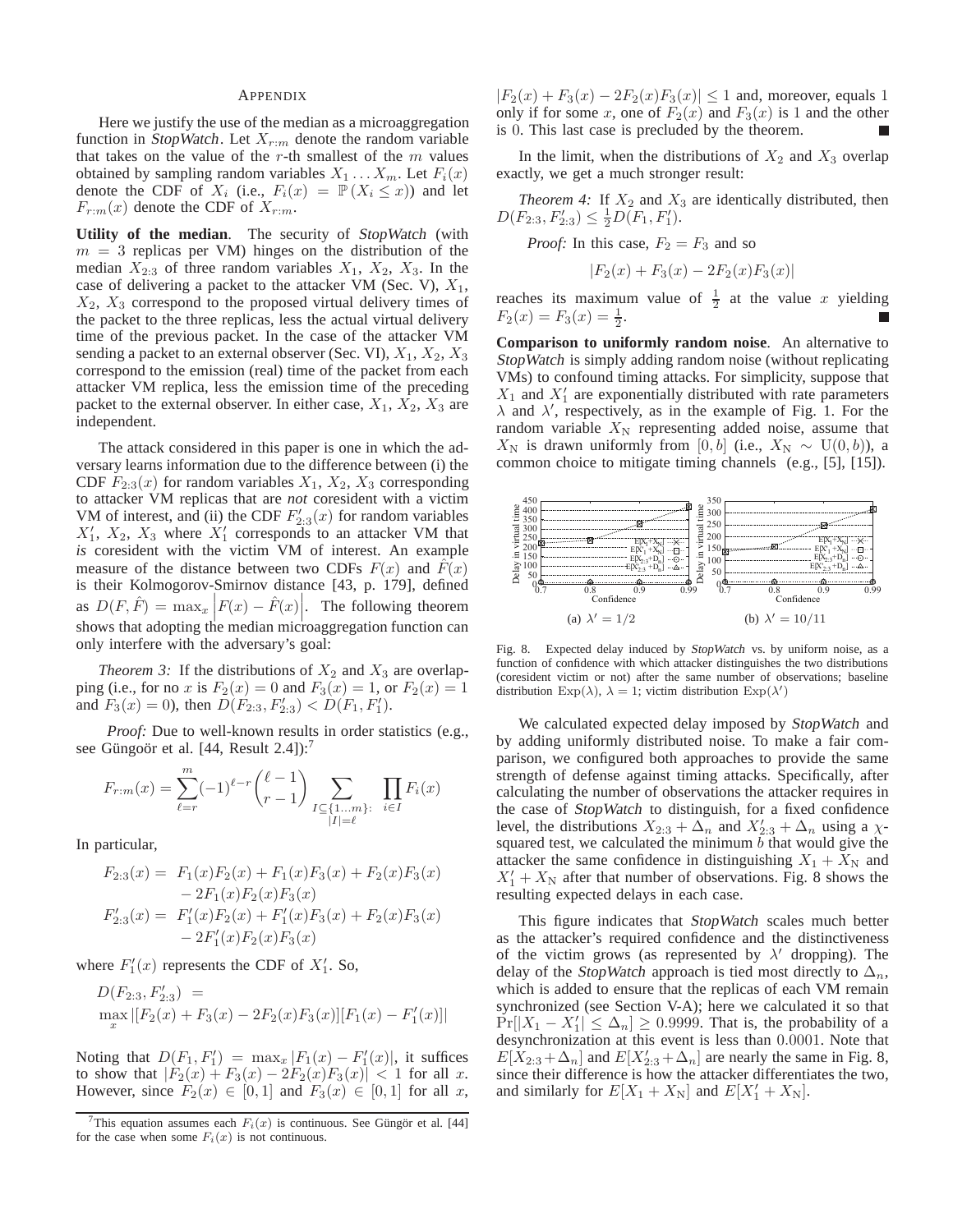## APPENDIX

Here we justify the use of the median as a microaggregation function in *StopWatch*. Let $X_{r:m}$ denote the random variable that takes on the value of the $r$-th smallest of the $m$ values obtained by sampling random variables $X_1 \ldots X_m$. Let $F_i(x)$ denote the CDF of $X_i$ (i.e., $F_i(x) = \mathbb{P}(X_i \leq x)$) and let $F_{r:m}(x)$ denote the CDF of $X_{r:m}$.

**Utility of the median**. The security of *StopWatch* (with $m = 3$ replicas per VM) hinges on the distribution of the median $X_{2:3}$ of three random variables $X_1$, $X_2$, $X_3$. In the case of delivering a packet to the attacker VM (Sec. V), $X_1$, $X_2$, $X_3$ correspond to the proposed virtual delivery times of the packet to the three replicas, less the actual virtual delivery time of the previous packet. In the case of the attacker VM sending a packet to an external observer (Sec. VI), $X_1$, $X_2$, $X_3$ correspond to the emission (real) time of the packet from each attacker VM replica, less the emission time of the preceding packet to the external observer. In either case, $X_1$, $X_2$, $X_3$ are independent.

The attack considered in this paper is one in which the adversary learns information due to the difference between (i) the CDF $F_{2:3}(x)$ for random variables $X_1$, $X_2$, $X_3$ corresponding to attacker VM replicas that are *not* coresident with a victim VM of interest, and (ii) the CDF $F'_{2:3}(x)$ for random variables $X'_1$, $X_2$, $X_3$ where $X'_1$ corresponds to an attacker VM that *is* coresident with the victim VM of interest. An example measure of the distance between two CDFs $F(x)$ and $\hat{F}(x)$ is their Kolmogorov-Smirnov distance [43, p. 179], defined as $D(F, \hat{F}) = \max_x \left| F(x) - \hat{F}(x) \right|$. The following theorem shows that adopting the median microaggregation function can only interfere with the adversary's goal:

*Theorem 3:* If the distributions of $X_2$ and $X_3$ are overlapping (i.e., for no $x$ is $F_2(x) = 0$ and $F_3(x) = 1$, or $F_2(x) = 1$ and $F_3(x) = 0$), then $D(F_{2:3}, F'_{2:3}) < D(F_1, F'_1)$.

*Proof:* Due to well-known results in order statistics (e.g., see Güngoör et al. [44, Result 2.4]):[7]

$$F_{r:m}(x) = \sum_{\ell=r}^{m} (-1)^{\ell-r} \binom{\ell-1}{r-1} \sum_{\substack{I \subseteq \{1\ldots m\}: \\ |I|=\ell}} \prod_{i \in I} F_i(x)$$

In particular,

$$\begin{aligned} F_{2:3}(x) = \;& F_1(x)F_2(x) + F_1(x)F_3(x) + F_2(x)F_3(x) \\ & - 2F_1(x)F_2(x)F_3(x) \\ F'_{2:3}(x) = \;& F'_1(x)F_2(x) + F'_1(x)F_3(x) + F_2(x)F_3(x) \\ & - 2F'_1(x)F_2(x)F_3(x) \end{aligned}$$

where $F'_1(x)$ represents the CDF of $X'_1$. So,

$$\begin{aligned} & D(F_{2:3}, F'_{2:3}) \; = \\ & \max_x \left| [F_2(x) + F_3(x) - 2F_2(x)F_3(x)][F_1(x) - F'_1(x)] \right| \end{aligned}$$

Noting that $D(F_1, F'_1) = \max_x |F_1(x) - F'_1(x)|$, it suffices to show that $|F_2(x) + F_3(x) - 2F_2(x)F_3(x)| < 1$ for all $x$. However, since $F_2(x) \in [0, 1]$ and $F_3(x) \in [0, 1]$ for all $x$, $|F_2(x) + F_3(x) - 2F_2(x)F_3(x)| \leq 1$ and, moreover, equals 1 only if for some $x$, one of $F_2(x)$ and $F_3(x)$ is 1 and the other is 0. This last case is precluded by the theorem. ∎

In the limit, when the distributions of $X_2$ and $X_3$ overlap exactly, we get a much stronger result:

*Theorem 4:* If $X_2$ and $X_3$ are identically distributed, then $D(F_{2:3}, F'_{2:3}) \leq \frac{1}{2} D(F_1, F'_1)$.

*Proof:* In this case, $F_2 = F_3$ and so

$$|F_2(x) + F_3(x) - 2F_2(x)F_3(x)|$$

reaches its maximum value of $\frac{1}{2}$ at the value $x$ yielding $F_2(x) = F_3(x) = \frac{1}{2}$. ∎

**Comparison to uniformly random noise**. An alternative to *StopWatch* is simply adding random noise (without replicating VMs) to confound timing attacks. For simplicity, suppose that $X_1$ and $X'_1$ are exponentially distributed with rate parameters $\lambda$ and $\lambda'$, respectively, as in the example of Fig. 1. For the random variable $X_{\text{N}}$ representing added noise, assume that $X_{\text{N}}$ is drawn uniformly from $[0, b]$ (i.e., $X_{\text{N}} \sim \text{U}(0, b)$), a common choice to mitigate timing channels (e.g., [5], [15]).

Delay in virtual time
Confidence
E[X'1+XN]
E[X1+XN]
E[X'2:3+Dn]
E[X2:3+Dn]
0.7 0.8 0.9 0.99
(a) $\lambda' = 1/2$
(b) $\lambda' = 10/11$

Fig. 8. Expected delay induced by *StopWatch* vs. by uniform noise, as a function of confidence with which attacker distinguishes the two distributions (coresident victim or not) after the same number of observations; baseline distribution $\text{Exp}(\lambda)$, $\lambda = 1$; victim distribution $\text{Exp}(\lambda')$

We calculated expected delay imposed by *StopWatch* and by adding uniformly distributed noise. To make a fair comparison, we configured both approaches to provide the same strength of defense against timing attacks. Specifically, after calculating the number of observations the attacker requires in the case of *StopWatch* to distinguish, for a fixed confidence level, the distributions $X_{2:3} + \Delta_n$ and $X'_{2:3} + \Delta_n$ using a $\chi$-squared test, we calculated the minimum $b$ that would give the attacker the same confidence in distinguishing $X_1 + X_{\text{N}}$ and $X'_1 + X_{\text{N}}$ after that number of observations. Fig. 8 shows the resulting expected delays in each case.

This figure indicates that *StopWatch* scales much better as the attacker's required confidence and the distinctiveness of the victim grows (as represented by $\lambda'$ dropping). The delay of the *StopWatch* approach is tied most directly to $\Delta_n$, which is added to ensure that the replicas of each VM remain synchronized (see Section V-A); here we calculated it so that $\Pr[|X_1 - X'_1| \leq \Delta_n] \geq 0.9999$. That is, the probability of a desynchronization at this event is less than 0.0001. Note that $E[X_{2:3} + \Delta_n]$ and $E[X'_{2:3} + \Delta_n]$ are nearly the same in Fig. 8, since their difference is how the attacker differentiates the two, and similarly for $E[X_1 + X_{\text{N}}]$ and $E[X'_1 + X_{\text{N}}]$.

[7] This equation assumes each $F_i(x)$ is continuous. See Güngör et al. [44] for the case when some $F_i(x)$ is not continuous.